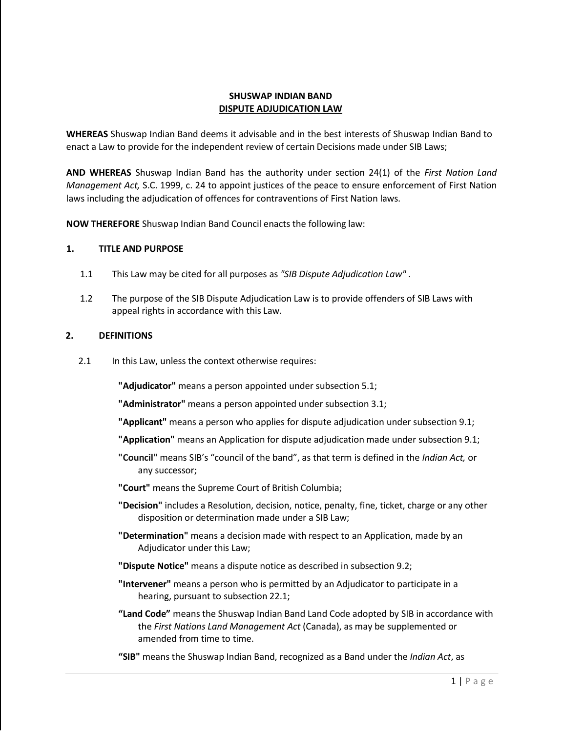# SHUSWAP INDIAN BAND
## DISPUTE ADJUDICATION LAW

**WHEREAS** Shuswap Indian Band deems it advisable and in the best interests of Shuswap Indian Band to enact a Law to provide for the independent review of certain Decisions made under SIB Laws;

**AND WHEREAS** Shuswap Indian Band has the authority under section 24(1) of the *First Nation Land Management Act,* S.C. 1999, c. 24 to appoint justices of the peace to ensure enforcement of First Nation laws including the adjudication of offences for contraventions of First Nation laws.

**NOW THEREFORE** Shuswap Indian Band Council enacts the following law:

### 1. TITLE AND PURPOSE

1.1 This Law may be cited for all purposes as *"SIB Dispute Adjudication Law"* .

1.2 The purpose of the SIB Dispute Adjudication Law is to provide offenders of SIB Laws with appeal rights in accordance with this Law.

### 2. DEFINITIONS

2.1 In this Law, unless the context otherwise requires:

**"Adjudicator"** means a person appointed under subsection 5.1;

**"Administrator"** means a person appointed under subsection 3.1;

**"Applicant"** means a person who applies for dispute adjudication under subsection 9.1;

**"Application"** means an Application for dispute adjudication made under subsection 9.1;

**"Council"** means SIB's "council of the band", as that term is defined in the *Indian Act,* or any successor;

**"Court"** means the Supreme Court of British Columbia;

**"Decision"** includes a Resolution, decision, notice, penalty, fine, ticket, charge or any other disposition or determination made under a SIB Law;

**"Determination"** means a decision made with respect to an Application, made by an Adjudicator under this Law;

**"Dispute Notice"** means a dispute notice as described in subsection 9.2;

**"Intervener"** means a person who is permitted by an Adjudicator to participate in a hearing, pursuant to subsection 22.1;

**"Land Code"** means the Shuswap Indian Band Land Code adopted by SIB in accordance with the *First Nations Land Management Act* (Canada), as may be supplemented or amended from time to time.

**"SIB"** means the Shuswap Indian Band, recognized as a Band under the *Indian Act*, as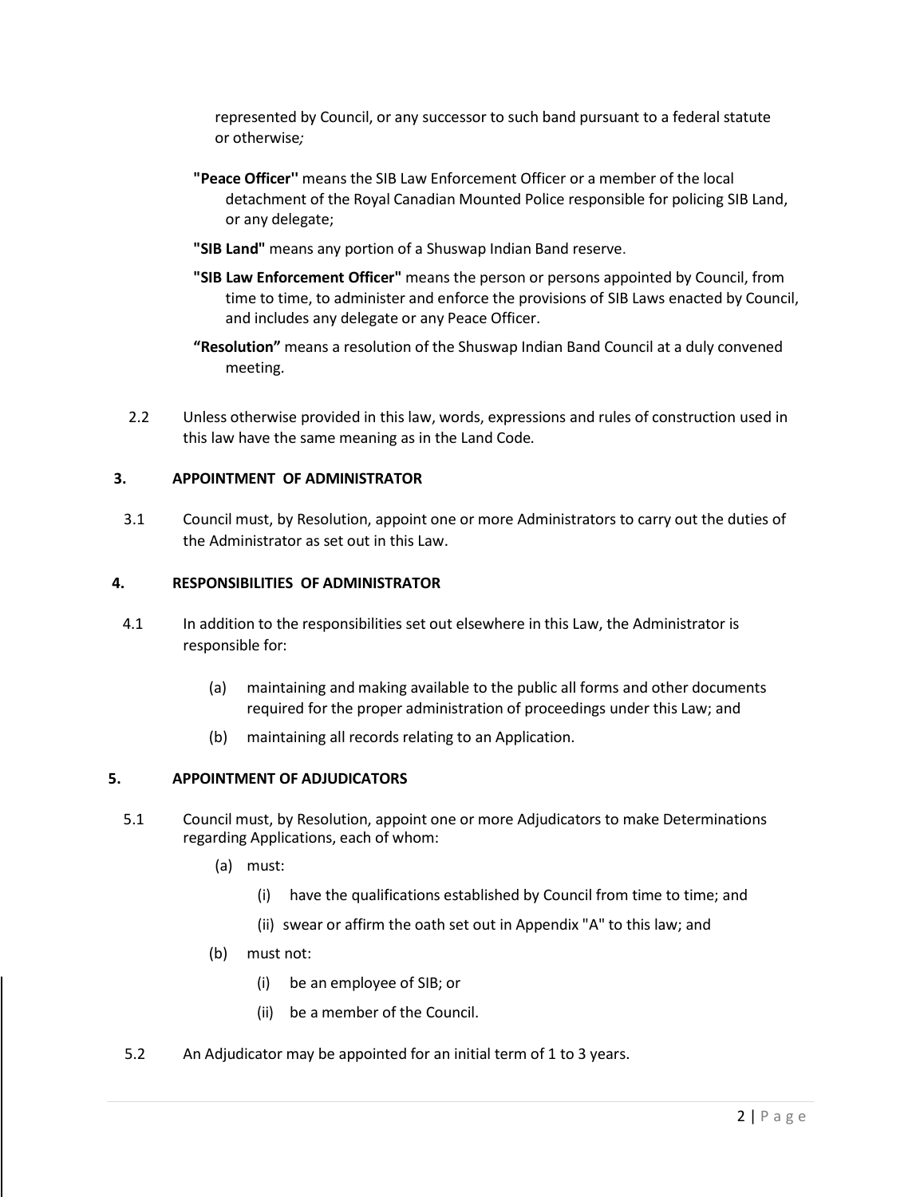represented by Council, or any successor to such band pursuant to a federal statute or otherwise*;*

**"Peace Officer''** means the SIB Law Enforcement Officer or a member of the local detachment of the Royal Canadian Mounted Police responsible for policing SIB Land, or any delegate;

**"SIB Land"** means any portion of a Shuswap Indian Band reserve.

**"SIB Law Enforcement Officer"** means the person or persons appointed by Council, from time to time, to administer and enforce the provisions of SIB Laws enacted by Council, and includes any delegate or any Peace Officer.

**"Resolution"** means a resolution of the Shuswap Indian Band Council at a duly convened meeting.

2.2 Unless otherwise provided in this law, words, expressions and rules of construction used in this law have the same meaning as in the Land Code*.*

## 3. APPOINTMENT OF ADMINISTRATOR

3.1 Council must, by Resolution, appoint one or more Administrators to carry out the duties of the Administrator as set out in this Law.

## 4. RESPONSIBILITIES OF ADMINISTRATOR

4.1 In addition to the responsibilities set out elsewhere in this Law, the Administrator is responsible for:

(a) maintaining and making available to the public all forms and other documents required for the proper administration of proceedings under this Law; and

(b) maintaining all records relating to an Application.

## 5. APPOINTMENT OF ADJUDICATORS

5.1 Council must, by Resolution, appoint one or more Adjudicators to make Determinations regarding Applications, each of whom:

(a) must:

(i) have the qualifications established by Council from time to time; and

(ii) swear or affirm the oath set out in Appendix "A" to this law; and

(b) must not:

(i) be an employee of SIB; or

(ii) be a member of the Council.

5.2 An Adjudicator may be appointed for an initial term of 1 to 3 years.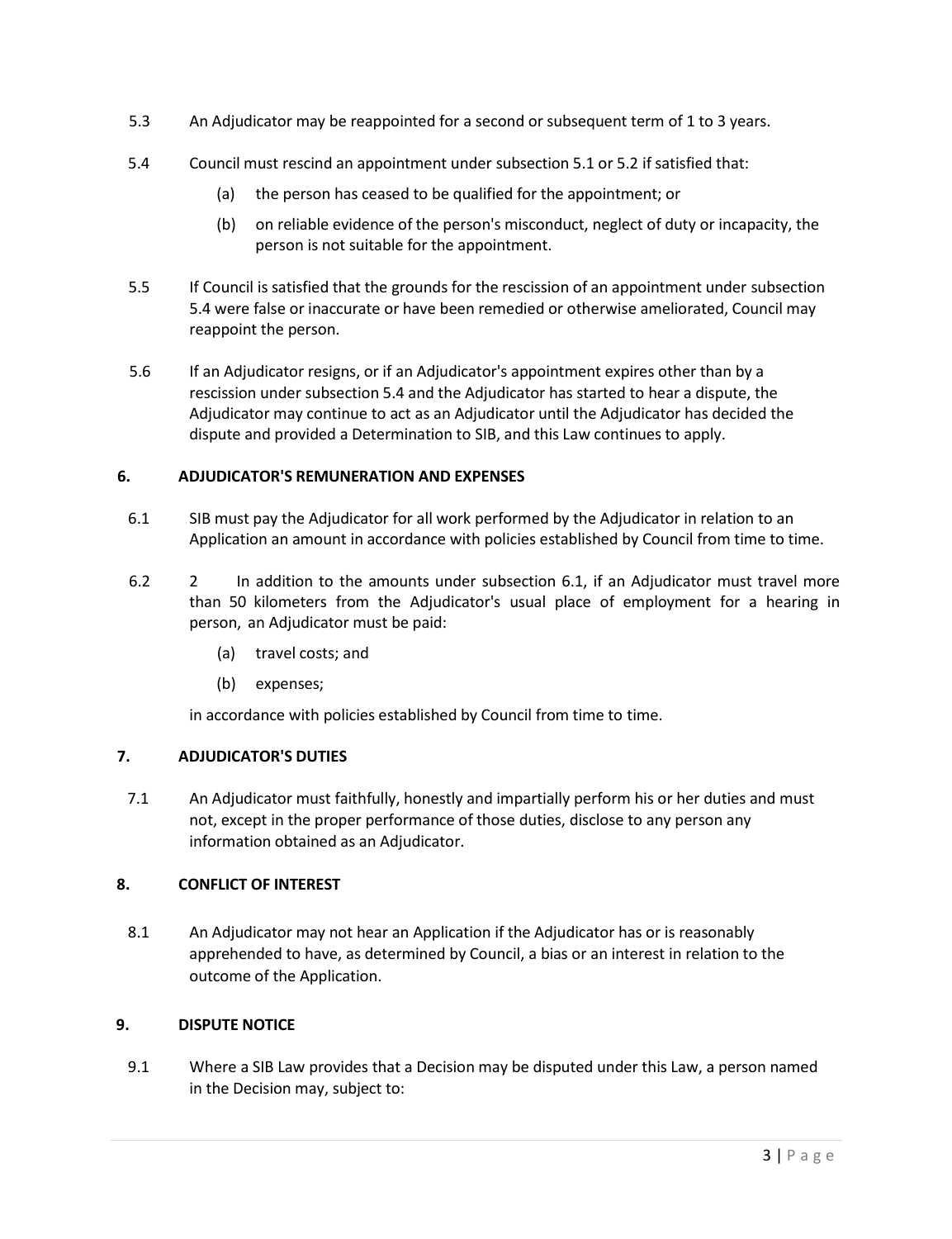5.3 An Adjudicator may be reappointed for a second or subsequent term of 1 to 3 years.

5.4 Council must rescind an appointment under subsection 5.1 or 5.2 if satisfied that:

(a) the person has ceased to be qualified for the appointment; or

(b) on reliable evidence of the person's misconduct, neglect of duty or incapacity, the person is not suitable for the appointment.

5.5 If Council is satisfied that the grounds for the rescission of an appointment under subsection 5.4 were false or inaccurate or have been remedied or otherwise ameliorated, Council may reappoint the person.

5.6 If an Adjudicator resigns, or if an Adjudicator's appointment expires other than by a rescission under subsection 5.4 and the Adjudicator has started to hear a dispute, the Adjudicator may continue to act as an Adjudicator until the Adjudicator has decided the dispute and provided a Determination to SIB, and this Law continues to apply.

## 6. ADJUDICATOR'S REMUNERATION AND EXPENSES

6.1 SIB must pay the Adjudicator for all work performed by the Adjudicator in relation to an Application an amount in accordance with policies established by Council from time to time.

6.2 2 In addition to the amounts under subsection 6.1, if an Adjudicator must travel more than 50 kilometers from the Adjudicator's usual place of employment for a hearing in person, an Adjudicator must be paid:

(a) travel costs; and

(b) expenses;

in accordance with policies established by Council from time to time.

## 7. ADJUDICATOR'S DUTIES

7.1 An Adjudicator must faithfully, honestly and impartially perform his or her duties and must not, except in the proper performance of those duties, disclose to any person any information obtained as an Adjudicator.

## 8. CONFLICT OF INTEREST

8.1 An Adjudicator may not hear an Application if the Adjudicator has or is reasonably apprehended to have, as determined by Council, a bias or an interest in relation to the outcome of the Application.

## 9. DISPUTE NOTICE

9.1 Where a SIB Law provides that a Decision may be disputed under this Law, a person named in the Decision may, subject to: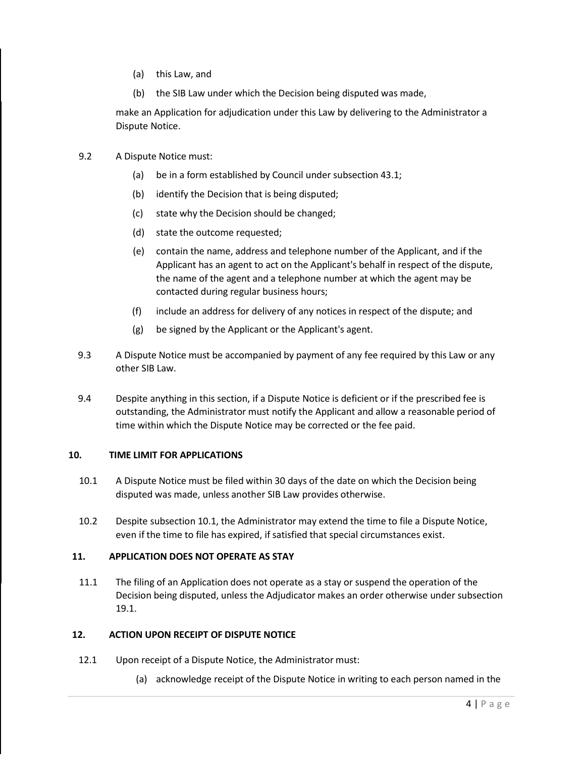(a) this Law, and

(b) the SIB Law under which the Decision being disputed was made,

make an Application for adjudication under this Law by delivering to the Administrator a Dispute Notice.

9.2 A Dispute Notice must:

(a) be in a form established by Council under subsection 43.1;

(b) identify the Decision that is being disputed;

(c) state why the Decision should be changed;

(d) state the outcome requested;

(e) contain the name, address and telephone number of the Applicant, and if the Applicant has an agent to act on the Applicant's behalf in respect of the dispute, the name of the agent and a telephone number at which the agent may be contacted during regular business hours;

(f) include an address for delivery of any notices in respect of the dispute; and

(g) be signed by the Applicant or the Applicant's agent.

9.3 A Dispute Notice must be accompanied by payment of any fee required by this Law or any other SIB Law.

9.4 Despite anything in this section, if a Dispute Notice is deficient or if the prescribed fee is outstanding, the Administrator must notify the Applicant and allow a reasonable period of time within which the Dispute Notice may be corrected or the fee paid.

## 10. TIME LIMIT FOR APPLICATIONS

10.1 A Dispute Notice must be filed within 30 days of the date on which the Decision being disputed was made, unless another SIB Law provides otherwise.

10.2 Despite subsection 10.1, the Administrator may extend the time to file a Dispute Notice, even if the time to file has expired, if satisfied that special circumstances exist.

## 11. APPLICATION DOES NOT OPERATE AS STAY

11.1 The filing of an Application does not operate as a stay or suspend the operation of the Decision being disputed, unless the Adjudicator makes an order otherwise under subsection 19.1.

## 12. ACTION UPON RECEIPT OF DISPUTE NOTICE

12.1 Upon receipt of a Dispute Notice, the Administrator must:

(a) acknowledge receipt of the Dispute Notice in writing to each person named in the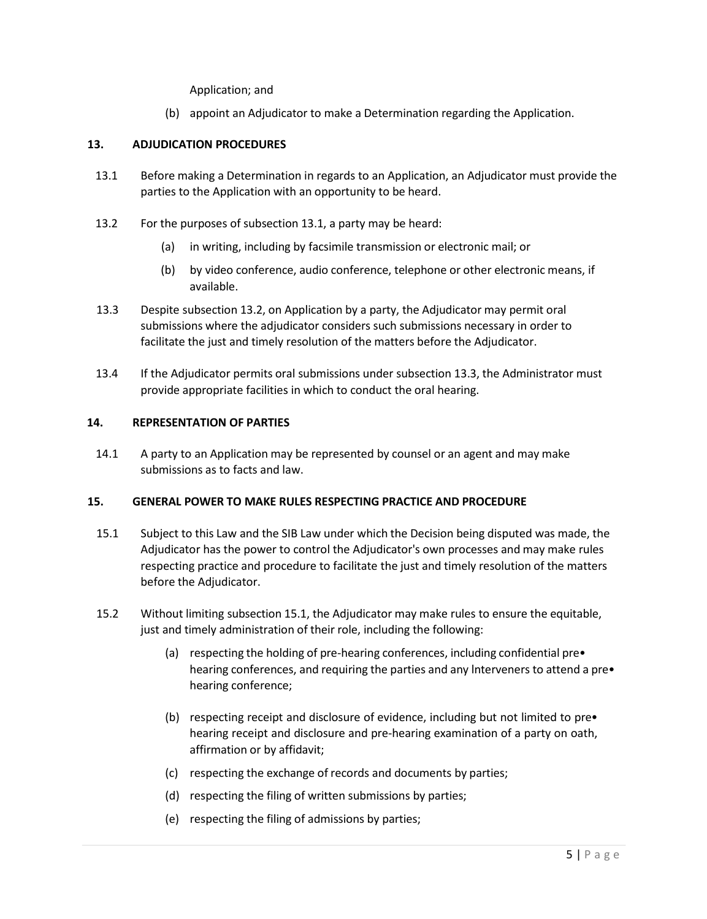Application; and

(b) appoint an Adjudicator to make a Determination regarding the Application.

## 13. ADJUDICATION PROCEDURES

13.1 Before making a Determination in regards to an Application, an Adjudicator must provide the parties to the Application with an opportunity to be heard.

13.2 For the purposes of subsection 13.1, a party may be heard:

(a) in writing, including by facsimile transmission or electronic mail; or

(b) by video conference, audio conference, telephone or other electronic means, if available.

13.3 Despite subsection 13.2, on Application by a party, the Adjudicator may permit oral submissions where the adjudicator considers such submissions necessary in order to facilitate the just and timely resolution of the matters before the Adjudicator.

13.4 If the Adjudicator permits oral submissions under subsection 13.3, the Administrator must provide appropriate facilities in which to conduct the oral hearing.

## 14. REPRESENTATION OF PARTIES

14.1 A party to an Application may be represented by counsel or an agent and may make submissions as to facts and law.

## 15. GENERAL POWER TO MAKE RULES RESPECTING PRACTICE AND PROCEDURE

15.1 Subject to this Law and the SIB Law under which the Decision being disputed was made, the Adjudicator has the power to control the Adjudicator's own processes and may make rules respecting practice and procedure to facilitate the just and timely resolution of the matters before the Adjudicator.

15.2 Without limiting subsection 15.1, the Adjudicator may make rules to ensure the equitable, just and timely administration of their role, including the following:

(a) respecting the holding of pre-hearing conferences, including confidential pre•hearing conferences, and requiring the parties and any lnterveners to attend a pre•hearing conference;

(b) respecting receipt and disclosure of evidence, including but not limited to pre•hearing receipt and disclosure and pre-hearing examination of a party on oath, affirmation or by affidavit;

(c) respecting the exchange of records and documents by parties;

(d) respecting the filing of written submissions by parties;

(e) respecting the filing of admissions by parties;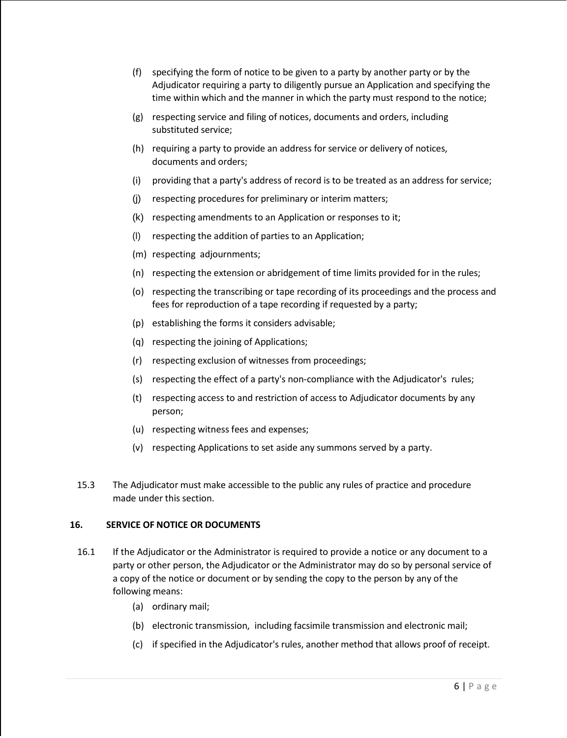(f) specifying the form of notice to be given to a party by another party or by the Adjudicator requiring a party to diligently pursue an Application and specifying the time within which and the manner in which the party must respond to the notice;

(g) respecting service and filing of notices, documents and orders, including substituted service;

(h) requiring a party to provide an address for service or delivery of notices, documents and orders;

(i) providing that a party's address of record is to be treated as an address for service;

(j) respecting procedures for preliminary or interim matters;

(k) respecting amendments to an Application or responses to it;

(l) respecting the addition of parties to an Application;

(m) respecting adjournments;

(n) respecting the extension or abridgement of time limits provided for in the rules;

(o) respecting the transcribing or tape recording of its proceedings and the process and fees for reproduction of a tape recording if requested by a party;

(p) establishing the forms it considers advisable;

(q) respecting the joining of Applications;

(r) respecting exclusion of witnesses from proceedings;

(s) respecting the effect of a party's non-compliance with the Adjudicator's rules;

(t) respecting access to and restriction of access to Adjudicator documents by any person;

(u) respecting witness fees and expenses;

(v) respecting Applications to set aside any summons served by a party.

15.3 The Adjudicator must make accessible to the public any rules of practice and procedure made under this section.

## 16. SERVICE OF NOTICE OR DOCUMENTS

16.1 If the Adjudicator or the Administrator is required to provide a notice or any document to a party or other person, the Adjudicator or the Administrator may do so by personal service of a copy of the notice or document or by sending the copy to the person by any of the following means:

(a) ordinary mail;

(b) electronic transmission, including facsimile transmission and electronic mail;

(c) if specified in the Adjudicator's rules, another method that allows proof of receipt.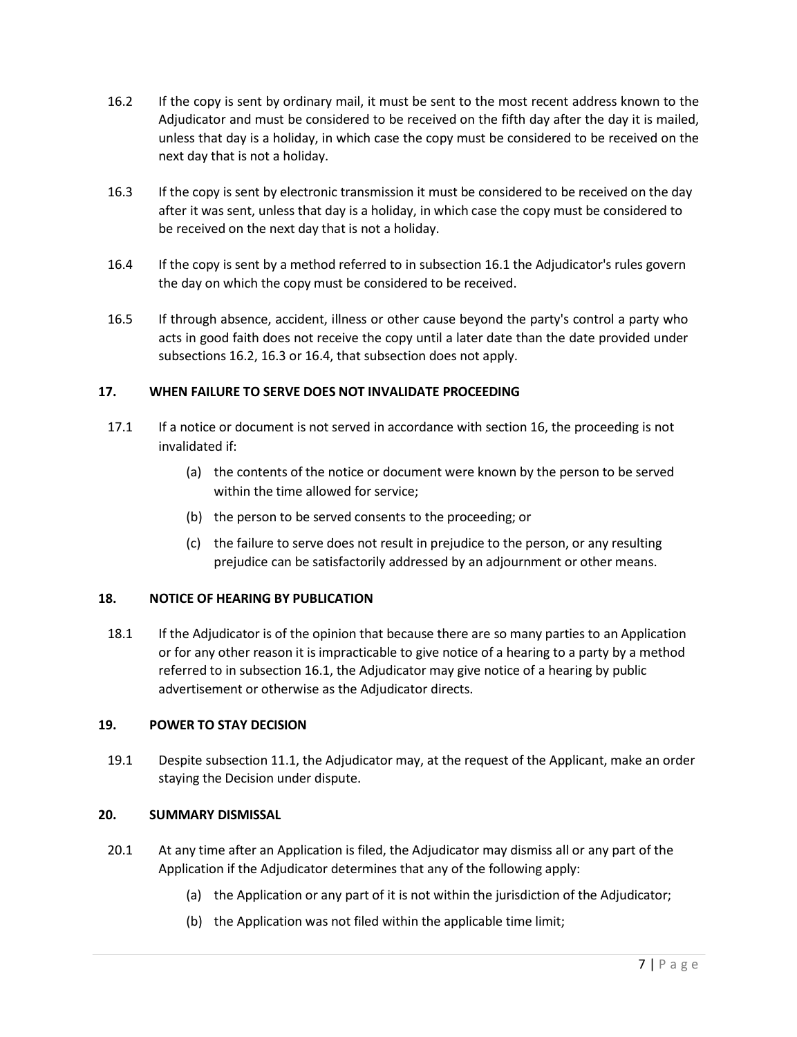16.2 If the copy is sent by ordinary mail, it must be sent to the most recent address known to the Adjudicator and must be considered to be received on the fifth day after the day it is mailed, unless that day is a holiday, in which case the copy must be considered to be received on the next day that is not a holiday.

16.3 If the copy is sent by electronic transmission it must be considered to be received on the day after it was sent, unless that day is a holiday, in which case the copy must be considered to be received on the next day that is not a holiday.

16.4 If the copy is sent by a method referred to in subsection 16.1 the Adjudicator's rules govern the day on which the copy must be considered to be received.

16.5 If through absence, accident, illness or other cause beyond the party's control a party who acts in good faith does not receive the copy until a later date than the date provided under subsections 16.2, 16.3 or 16.4, that subsection does not apply.

### 17. WHEN FAILURE TO SERVE DOES NOT INVALIDATE PROCEEDING

17.1 If a notice or document is not served in accordance with section 16, the proceeding is not invalidated if:

(a) the contents of the notice or document were known by the person to be served within the time allowed for service;

(b) the person to be served consents to the proceeding; or

(c) the failure to serve does not result in prejudice to the person, or any resulting prejudice can be satisfactorily addressed by an adjournment or other means.

### 18. NOTICE OF HEARING BY PUBLICATION

18.1 If the Adjudicator is of the opinion that because there are so many parties to an Application or for any other reason it is impracticable to give notice of a hearing to a party by a method referred to in subsection 16.1, the Adjudicator may give notice of a hearing by public advertisement or otherwise as the Adjudicator directs.

### 19. POWER TO STAY DECISION

19.1 Despite subsection 11.1, the Adjudicator may, at the request of the Applicant, make an order staying the Decision under dispute.

### 20. SUMMARY DISMISSAL

20.1 At any time after an Application is filed, the Adjudicator may dismiss all or any part of the Application if the Adjudicator determines that any of the following apply:

(a) the Application or any part of it is not within the jurisdiction of the Adjudicator;

(b) the Application was not filed within the applicable time limit;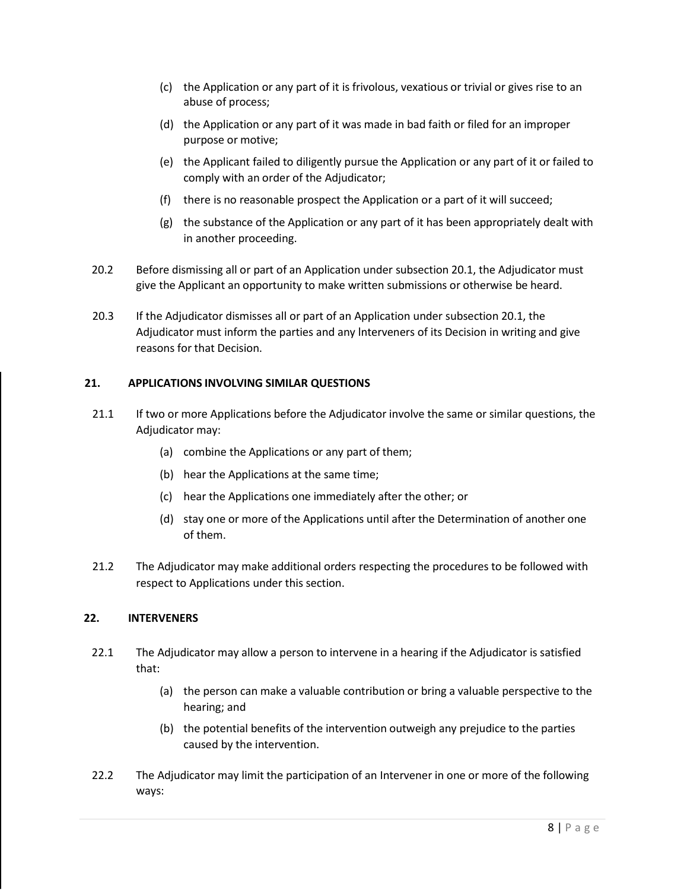(c) the Application or any part of it is frivolous, vexatious or trivial or gives rise to an abuse of process;

(d) the Application or any part of it was made in bad faith or filed for an improper purpose or motive;

(e) the Applicant failed to diligently pursue the Application or any part of it or failed to comply with an order of the Adjudicator;

(f) there is no reasonable prospect the Application or a part of it will succeed;

(g) the substance of the Application or any part of it has been appropriately dealt with in another proceeding.

20.2 Before dismissing all or part of an Application under subsection 20.1, the Adjudicator must give the Applicant an opportunity to make written submissions or otherwise be heard.

20.3 If the Adjudicator dismisses all or part of an Application under subsection 20.1, the Adjudicator must inform the parties and any Interveners of its Decision in writing and give reasons for that Decision.

## 21. APPLICATIONS INVOLVING SIMILAR QUESTIONS

21.1 If two or more Applications before the Adjudicator involve the same or similar questions, the Adjudicator may:

(a) combine the Applications or any part of them;

(b) hear the Applications at the same time;

(c) hear the Applications one immediately after the other; or

(d) stay one or more of the Applications until after the Determination of another one of them.

21.2 The Adjudicator may make additional orders respecting the procedures to be followed with respect to Applications under this section.

## 22. INTERVENERS

22.1 The Adjudicator may allow a person to intervene in a hearing if the Adjudicator is satisfied that:

(a) the person can make a valuable contribution or bring a valuable perspective to the hearing; and

(b) the potential benefits of the intervention outweigh any prejudice to the parties caused by the intervention.

22.2 The Adjudicator may limit the participation of an Intervener in one or more of the following ways: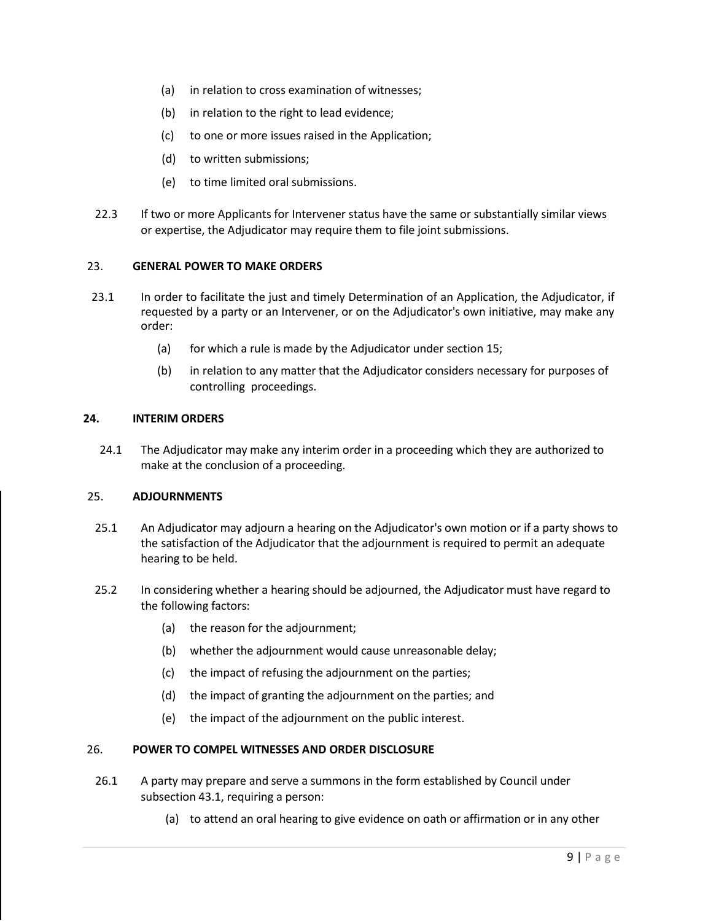(a) in relation to cross examination of witnesses;

(b) in relation to the right to lead evidence;

(c) to one or more issues raised in the Application;

(d) to written submissions;

(e) to time limited oral submissions.

22.3 If two or more Applicants for Intervener status have the same or substantially similar views or expertise, the Adjudicator may require them to file joint submissions.

## 23. GENERAL POWER TO MAKE ORDERS

23.1 In order to facilitate the just and timely Determination of an Application, the Adjudicator, if requested by a party or an Intervener, or on the Adjudicator's own initiative, may make any order:

(a) for which a rule is made by the Adjudicator under section 15;

(b) in relation to any matter that the Adjudicator considers necessary for purposes of controlling proceedings.

## 24. INTERIM ORDERS

24.1 The Adjudicator may make any interim order in a proceeding which they are authorized to make at the conclusion of a proceeding.

## 25. ADJOURNMENTS

25.1 An Adjudicator may adjourn a hearing on the Adjudicator's own motion or if a party shows to the satisfaction of the Adjudicator that the adjournment is required to permit an adequate hearing to be held.

25.2 In considering whether a hearing should be adjourned, the Adjudicator must have regard to the following factors:

(a) the reason for the adjournment;

(b) whether the adjournment would cause unreasonable delay;

(c) the impact of refusing the adjournment on the parties;

(d) the impact of granting the adjournment on the parties; and

(e) the impact of the adjournment on the public interest.

## 26. POWER TO COMPEL WITNESSES AND ORDER DISCLOSURE

26.1 A party may prepare and serve a summons in the form established by Council under subsection 43.1, requiring a person:

(a) to attend an oral hearing to give evidence on oath or affirmation or in any other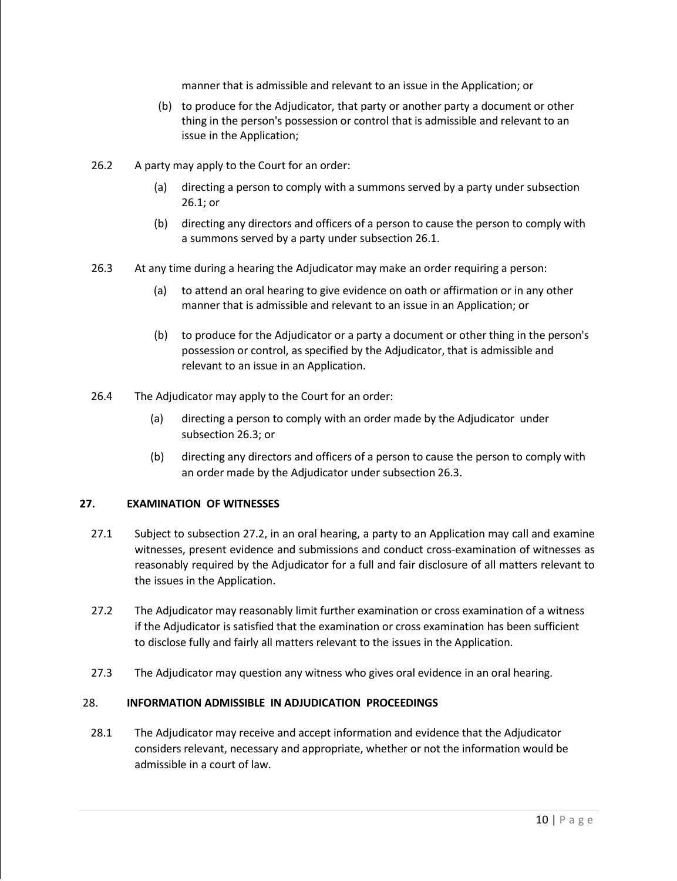manner that is admissible and relevant to an issue in the Application; or

(b) to produce for the Adjudicator, that party or another party a document or other thing in the person's possession or control that is admissible and relevant to an issue in the Application;

26.2 A party may apply to the Court for an order:

(a) directing a person to comply with a summons served by a party under subsection 26.1; or

(b) directing any directors and officers of a person to cause the person to comply with a summons served by a party under subsection 26.1.

26.3 At any time during a hearing the Adjudicator may make an order requiring a person:

(a) to attend an oral hearing to give evidence on oath or affirmation or in any other manner that is admissible and relevant to an issue in an Application; or

(b) to produce for the Adjudicator or a party a document or other thing in the person's possession or control, as specified by the Adjudicator, that is admissible and relevant to an issue in an Application.

26.4 The Adjudicator may apply to the Court for an order:

(a) directing a person to comply with an order made by the Adjudicator under subsection 26.3; or

(b) directing any directors and officers of a person to cause the person to comply with an order made by the Adjudicator under subsection 26.3.

## 27. EXAMINATION OF WITNESSES

27.1 Subject to subsection 27.2, in an oral hearing, a party to an Application may call and examine witnesses, present evidence and submissions and conduct cross-examination of witnesses as reasonably required by the Adjudicator for a full and fair disclosure of all matters relevant to the issues in the Application.

27.2 The Adjudicator may reasonably limit further examination or cross examination of a witness if the Adjudicator is satisfied that the examination or cross examination has been sufficient to disclose fully and fairly all matters relevant to the issues in the Application.

27.3 The Adjudicator may question any witness who gives oral evidence in an oral hearing.

## 28. INFORMATION ADMISSIBLE IN ADJUDICATION PROCEEDINGS

28.1 The Adjudicator may receive and accept information and evidence that the Adjudicator considers relevant, necessary and appropriate, whether or not the information would be admissible in a court of law.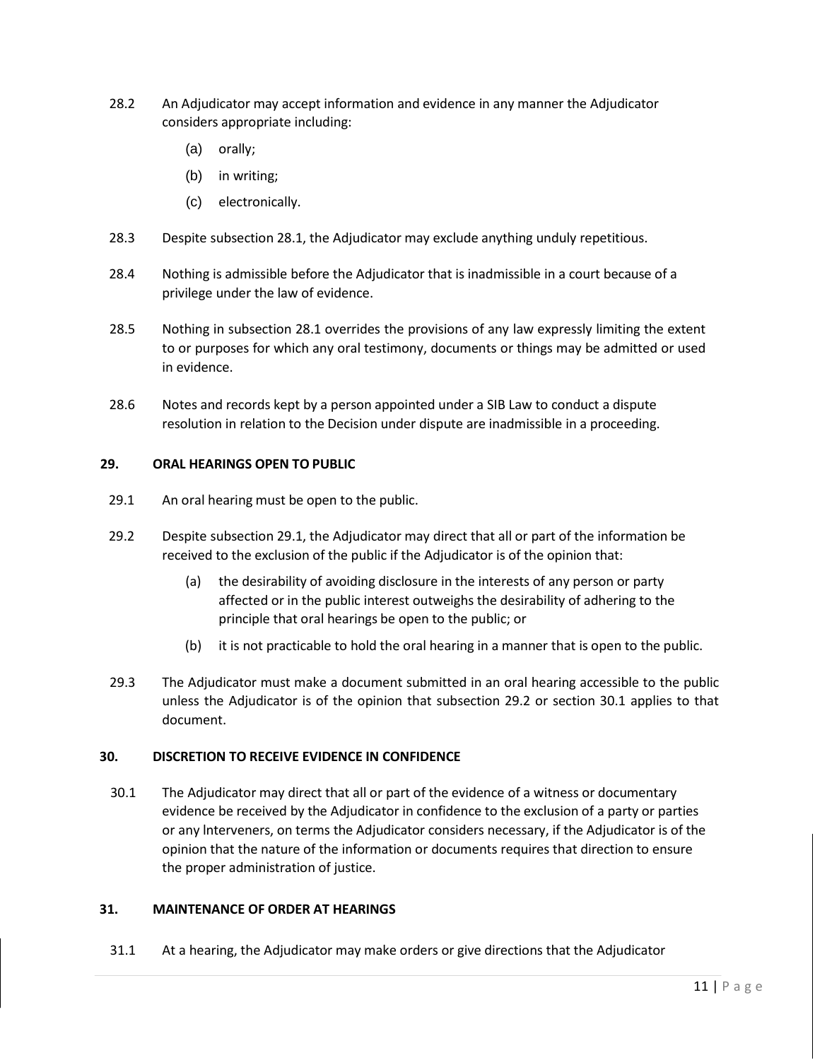28.2 An Adjudicator may accept information and evidence in any manner the Adjudicator considers appropriate including:

(a) orally;

(b) in writing;

(c) electronically.

28.3 Despite subsection 28.1, the Adjudicator may exclude anything unduly repetitious.

28.4 Nothing is admissible before the Adjudicator that is inadmissible in a court because of a privilege under the law of evidence.

28.5 Nothing in subsection 28.1 overrides the provisions of any law expressly limiting the extent to or purposes for which any oral testimony, documents or things may be admitted or used in evidence.

28.6 Notes and records kept by a person appointed under a SIB Law to conduct a dispute resolution in relation to the Decision under dispute are inadmissible in a proceeding.

**29. ORAL HEARINGS OPEN TO PUBLIC**

29.1 An oral hearing must be open to the public.

29.2 Despite subsection 29.1, the Adjudicator may direct that all or part of the information be received to the exclusion of the public if the Adjudicator is of the opinion that:

(a) the desirability of avoiding disclosure in the interests of any person or party affected or in the public interest outweighs the desirability of adhering to the principle that oral hearings be open to the public; or

(b) it is not practicable to hold the oral hearing in a manner that is open to the public.

29.3 The Adjudicator must make a document submitted in an oral hearing accessible to the public unless the Adjudicator is of the opinion that subsection 29.2 or section 30.1 applies to that document.

**30. DISCRETION TO RECEIVE EVIDENCE IN CONFIDENCE**

30.1 The Adjudicator may direct that all or part of the evidence of a witness or documentary evidence be received by the Adjudicator in confidence to the exclusion of a party or parties or any lnterveners, on terms the Adjudicator considers necessary, if the Adjudicator is of the opinion that the nature of the information or documents requires that direction to ensure the proper administration of justice.

**31. MAINTENANCE OF ORDER AT HEARINGS**

31.1 At a hearing, the Adjudicator may make orders or give directions that the Adjudicator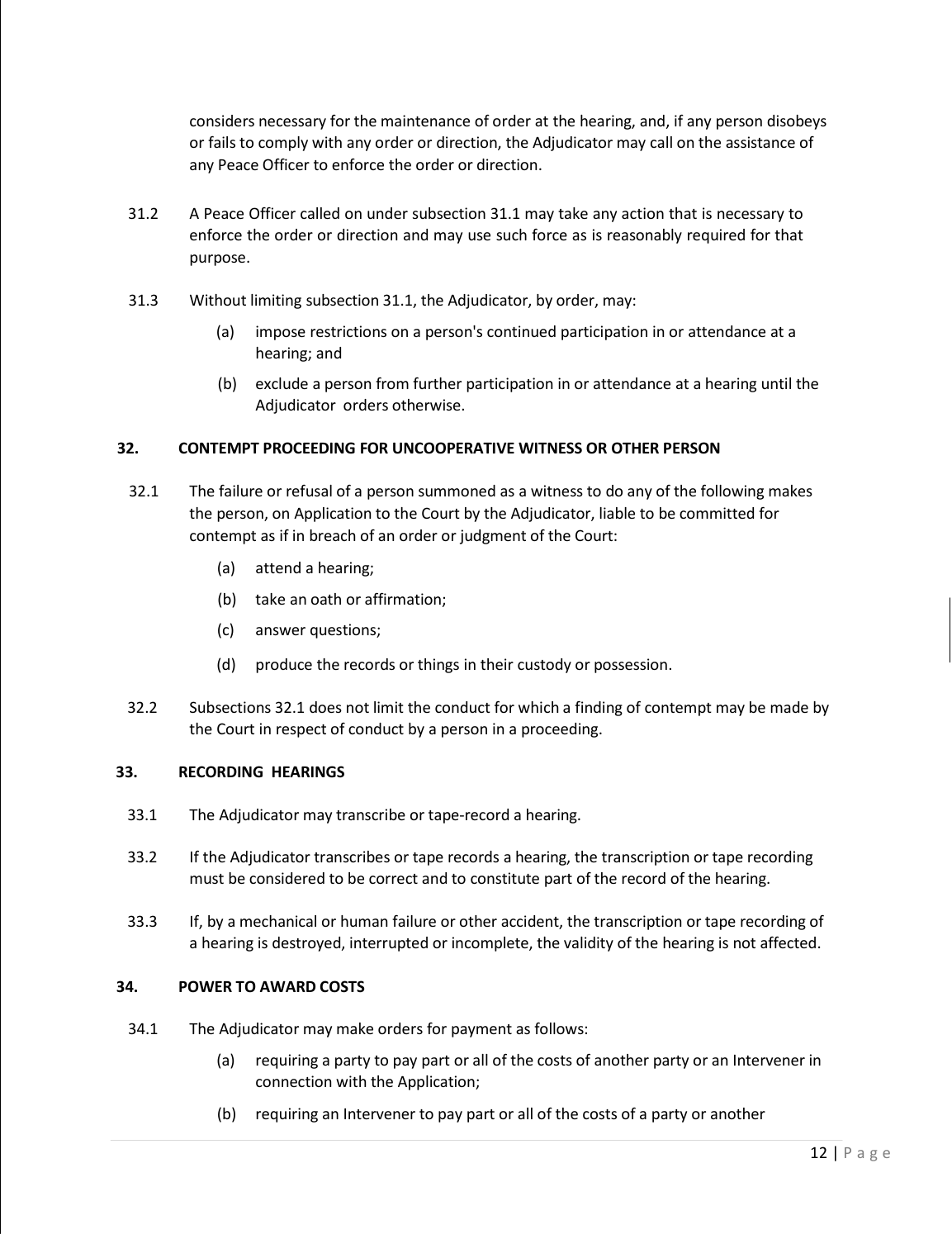considers necessary for the maintenance of order at the hearing, and, if any person disobeys or fails to comply with any order or direction, the Adjudicator may call on the assistance of any Peace Officer to enforce the order or direction.

31.2 A Peace Officer called on under subsection 31.1 may take any action that is necessary to enforce the order or direction and may use such force as is reasonably required for that purpose.

31.3 Without limiting subsection 31.1, the Adjudicator, by order, may:

(a) impose restrictions on a person's continued participation in or attendance at a hearing; and

(b) exclude a person from further participation in or attendance at a hearing until the Adjudicator orders otherwise.

### 32. CONTEMPT PROCEEDING FOR UNCOOPERATIVE WITNESS OR OTHER PERSON

32.1 The failure or refusal of a person summoned as a witness to do any of the following makes the person, on Application to the Court by the Adjudicator, liable to be committed for contempt as if in breach of an order or judgment of the Court:

(a) attend a hearing;

(b) take an oath or affirmation;

(c) answer questions;

(d) produce the records or things in their custody or possession.

32.2 Subsections 32.1 does not limit the conduct for which a finding of contempt may be made by the Court in respect of conduct by a person in a proceeding.

### 33. RECORDING HEARINGS

33.1 The Adjudicator may transcribe or tape-record a hearing.

33.2 If the Adjudicator transcribes or tape records a hearing, the transcription or tape recording must be considered to be correct and to constitute part of the record of the hearing.

33.3 If, by a mechanical or human failure or other accident, the transcription or tape recording of a hearing is destroyed, interrupted or incomplete, the validity of the hearing is not affected.

### 34. POWER TO AWARD COSTS

34.1 The Adjudicator may make orders for payment as follows:

(a) requiring a party to pay part or all of the costs of another party or an Intervener in connection with the Application;

(b) requiring an Intervener to pay part or all of the costs of a party or another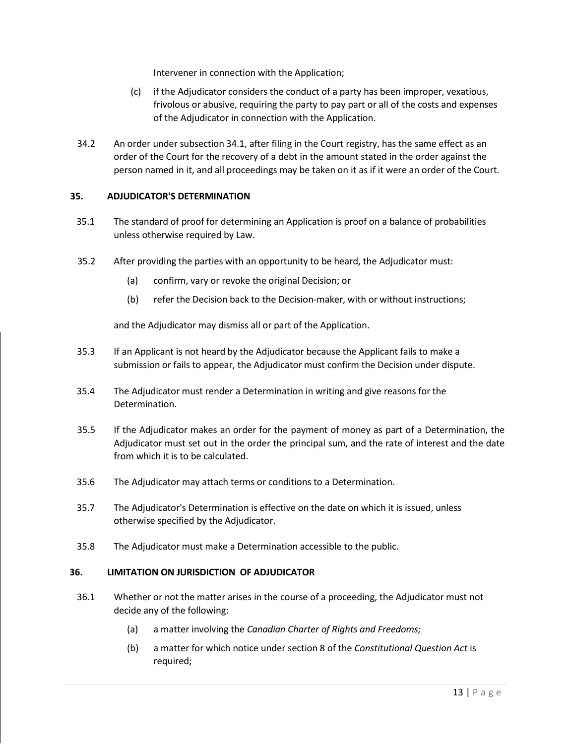Intervener in connection with the Application;

(c) if the Adjudicator considers the conduct of a party has been improper, vexatious, frivolous or abusive, requiring the party to pay part or all of the costs and expenses of the Adjudicator in connection with the Application.

34.2 An order under subsection 34.1, after filing in the Court registry, has the same effect as an order of the Court for the recovery of a debt in the amount stated in the order against the person named in it, and all proceedings may be taken on it as if it were an order of the Court.

**35. ADJUDICATOR'S DETERMINATION**

35.1 The standard of proof for determining an Application is proof on a balance of probabilities unless otherwise required by Law.

35.2 After providing the parties with an opportunity to be heard, the Adjudicator must:

(a) confirm, vary or revoke the original Decision; or

(b) refer the Decision back to the Decision-maker, with or without instructions;

and the Adjudicator may dismiss all or part of the Application.

35.3 If an Applicant is not heard by the Adjudicator because the Applicant fails to make a submission or fails to appear, the Adjudicator must confirm the Decision under dispute.

35.4 The Adjudicator must render a Determination in writing and give reasons for the Determination.

35.5 If the Adjudicator makes an order for the payment of money as part of a Determination, the Adjudicator must set out in the order the principal sum, and the rate of interest and the date from which it is to be calculated.

35.6 The Adjudicator may attach terms or conditions to a Determination.

35.7 The Adjudicator's Determination is effective on the date on which it is issued, unless otherwise specified by the Adjudicator.

35.8 The Adjudicator must make a Determination accessible to the public.

**36. LIMITATION ON JURISDICTION OF ADJUDICATOR**

36.1 Whether or not the matter arises in the course of a proceeding, the Adjudicator must not decide any of the following:

(a) a matter involving the *Canadian Charter of Rights and Freedoms;*

(b) a matter for which notice under section 8 of the *Constitutional Question Act* is required;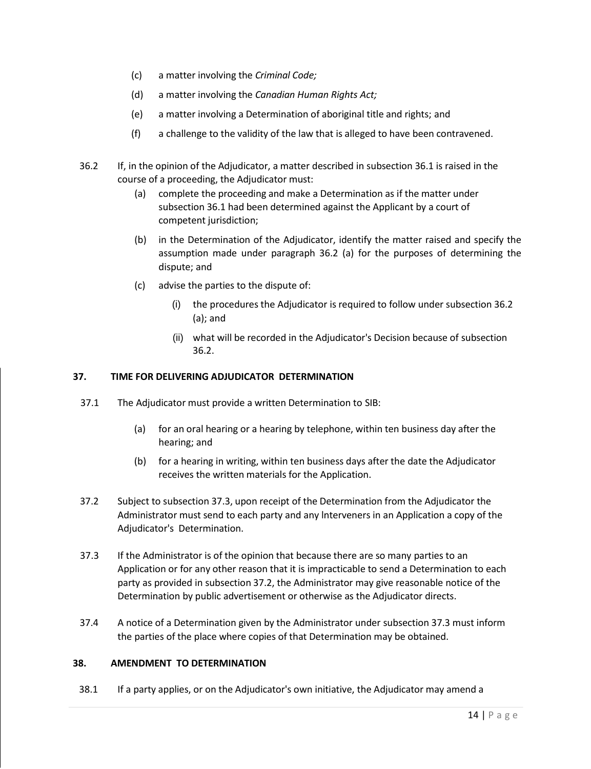(c) a matter involving the *Criminal Code;*

(d) a matter involving the *Canadian Human Rights Act;*

(e) a matter involving a Determination of aboriginal title and rights; and

(f) a challenge to the validity of the law that is alleged to have been contravened.

36.2 If, in the opinion of the Adjudicator, a matter described in subsection 36.1 is raised in the course of a proceeding, the Adjudicator must:

(a) complete the proceeding and make a Determination as if the matter under subsection 36.1 had been determined against the Applicant by a court of competent jurisdiction;

(b) in the Determination of the Adjudicator, identify the matter raised and specify the assumption made under paragraph 36.2 (a) for the purposes of determining the dispute; and

(c) advise the parties to the dispute of:

(i) the procedures the Adjudicator is required to follow under subsection 36.2 (a); and

(ii) what will be recorded in the Adjudicator's Decision because of subsection 36.2.

**37. TIME FOR DELIVERING ADJUDICATOR DETERMINATION**

37.1 The Adjudicator must provide a written Determination to SIB:

(a) for an oral hearing or a hearing by telephone, within ten business day after the hearing; and

(b) for a hearing in writing, within ten business days after the date the Adjudicator receives the written materials for the Application.

37.2 Subject to subsection 37.3, upon receipt of the Determination from the Adjudicator the Administrator must send to each party and any Interveners in an Application a copy of the Adjudicator's Determination.

37.3 If the Administrator is of the opinion that because there are so many parties to an Application or for any other reason that it is impracticable to send a Determination to each party as provided in subsection 37.2, the Administrator may give reasonable notice of the Determination by public advertisement or otherwise as the Adjudicator directs.

37.4 A notice of a Determination given by the Administrator under subsection 37.3 must inform the parties of the place where copies of that Determination may be obtained.

**38. AMENDMENT TO DETERMINATION**

38.1 If a party applies, or on the Adjudicator's own initiative, the Adjudicator may amend a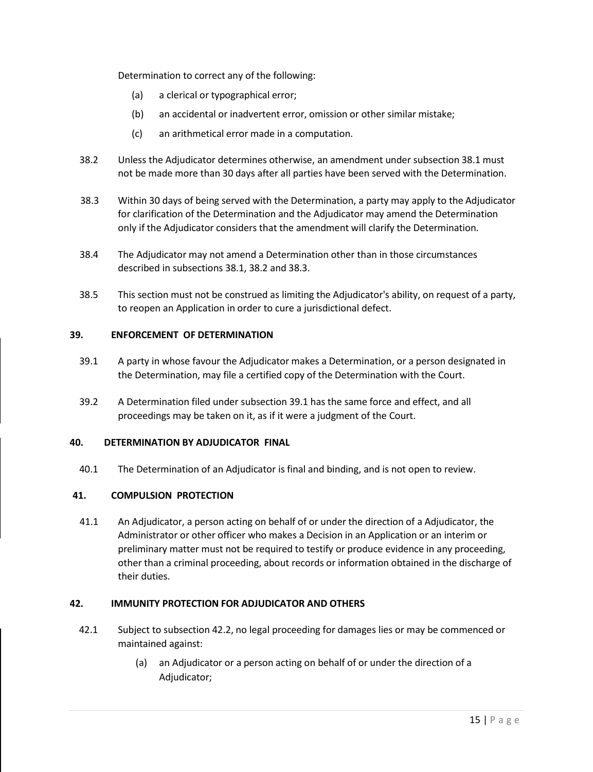Determination to correct any of the following:

(a) a clerical or typographical error;

(b) an accidental or inadvertent error, omission or other similar mistake;

(c) an arithmetical error made in a computation.

38.2 Unless the Adjudicator determines otherwise, an amendment under subsection 38.1 must not be made more than 30 days after all parties have been served with the Determination.

38.3 Within 30 days of being served with the Determination, a party may apply to the Adjudicator for clarification of the Determination and the Adjudicator may amend the Determination only if the Adjudicator considers that the amendment will clarify the Determination.

38.4 The Adjudicator may not amend a Determination other than in those circumstances described in subsections 38.1, 38.2 and 38.3.

38.5 This section must not be construed as limiting the Adjudicator's ability, on request of a party, to reopen an Application in order to cure a jurisdictional defect.

**39. ENFORCEMENT OF DETERMINATION**

39.1 A party in whose favour the Adjudicator makes a Determination, or a person designated in the Determination, may file a certified copy of the Determination with the Court.

39.2 A Determination filed under subsection 39.1 has the same force and effect, and all proceedings may be taken on it, as if it were a judgment of the Court.

**40. DETERMINATION BY ADJUDICATOR FINAL**

40.1 The Determination of an Adjudicator is final and binding, and is not open to review.

**41. COMPULSION PROTECTION**

41.1 An Adjudicator, a person acting on behalf of or under the direction of a Adjudicator, the Administrator or other officer who makes a Decision in an Application or an interim or preliminary matter must not be required to testify or produce evidence in any proceeding, other than a criminal proceeding, about records or information obtained in the discharge of their duties.

**42. IMMUNITY PROTECTION FOR ADJUDICATOR AND OTHERS**

42.1 Subject to subsection 42.2, no legal proceeding for damages lies or may be commenced or maintained against:

(a) an Adjudicator or a person acting on behalf of or under the direction of a Adjudicator;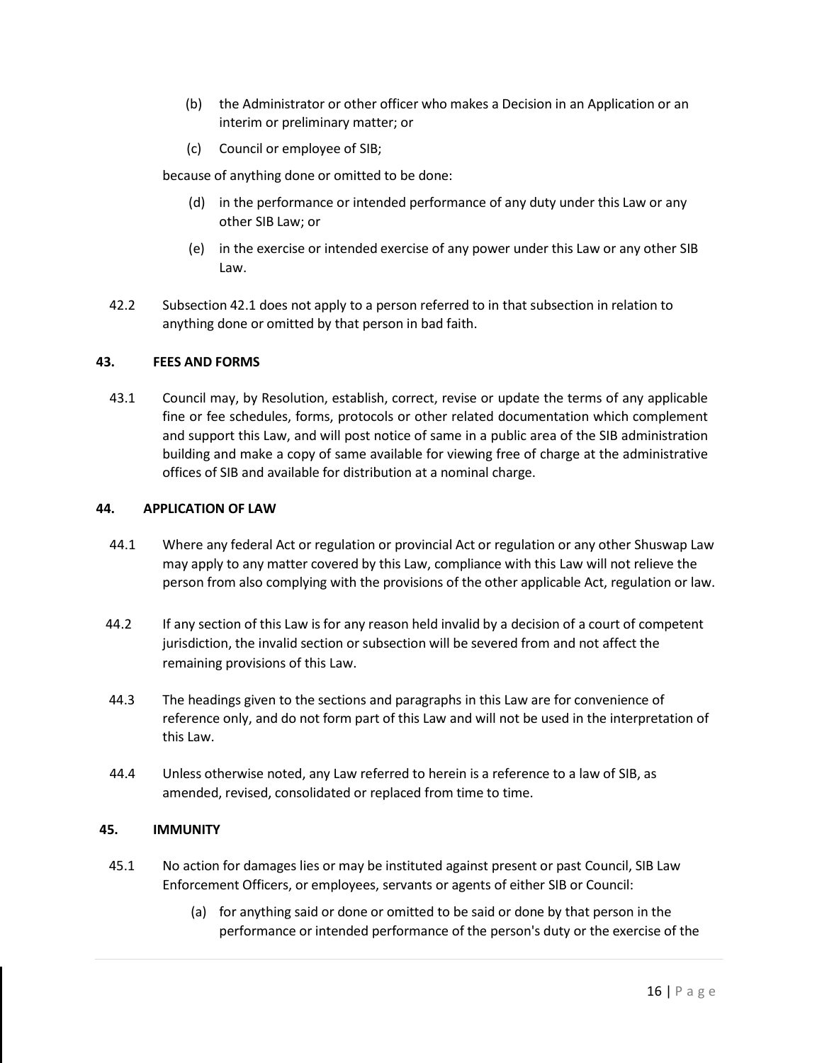(b) the Administrator or other officer who makes a Decision in an Application or an interim or preliminary matter; or

(c) Council or employee of SIB;

because of anything done or omitted to be done:

(d) in the performance or intended performance of any duty under this Law or any other SIB Law; or

(e) in the exercise or intended exercise of any power under this Law or any other SIB Law.

42.2 Subsection 42.1 does not apply to a person referred to in that subsection in relation to anything done or omitted by that person in bad faith.

**43. FEES AND FORMS**

43.1 Council may, by Resolution, establish, correct, revise or update the terms of any applicable fine or fee schedules, forms, protocols or other related documentation which complement and support this Law, and will post notice of same in a public area of the SIB administration building and make a copy of same available for viewing free of charge at the administrative offices of SIB and available for distribution at a nominal charge.

**44. APPLICATION OF LAW**

44.1 Where any federal Act or regulation or provincial Act or regulation or any other Shuswap Law may apply to any matter covered by this Law, compliance with this Law will not relieve the person from also complying with the provisions of the other applicable Act, regulation or law.

44.2 If any section of this Law is for any reason held invalid by a decision of a court of competent jurisdiction, the invalid section or subsection will be severed from and not affect the remaining provisions of this Law.

44.3 The headings given to the sections and paragraphs in this Law are for convenience of reference only, and do not form part of this Law and will not be used in the interpretation of this Law.

44.4 Unless otherwise noted, any Law referred to herein is a reference to a law of SIB, as amended, revised, consolidated or replaced from time to time.

**45. IMMUNITY**

45.1 No action for damages lies or may be instituted against present or past Council, SIB Law Enforcement Officers, or employees, servants or agents of either SIB or Council:

(a) for anything said or done or omitted to be said or done by that person in the performance or intended performance of the person's duty or the exercise of the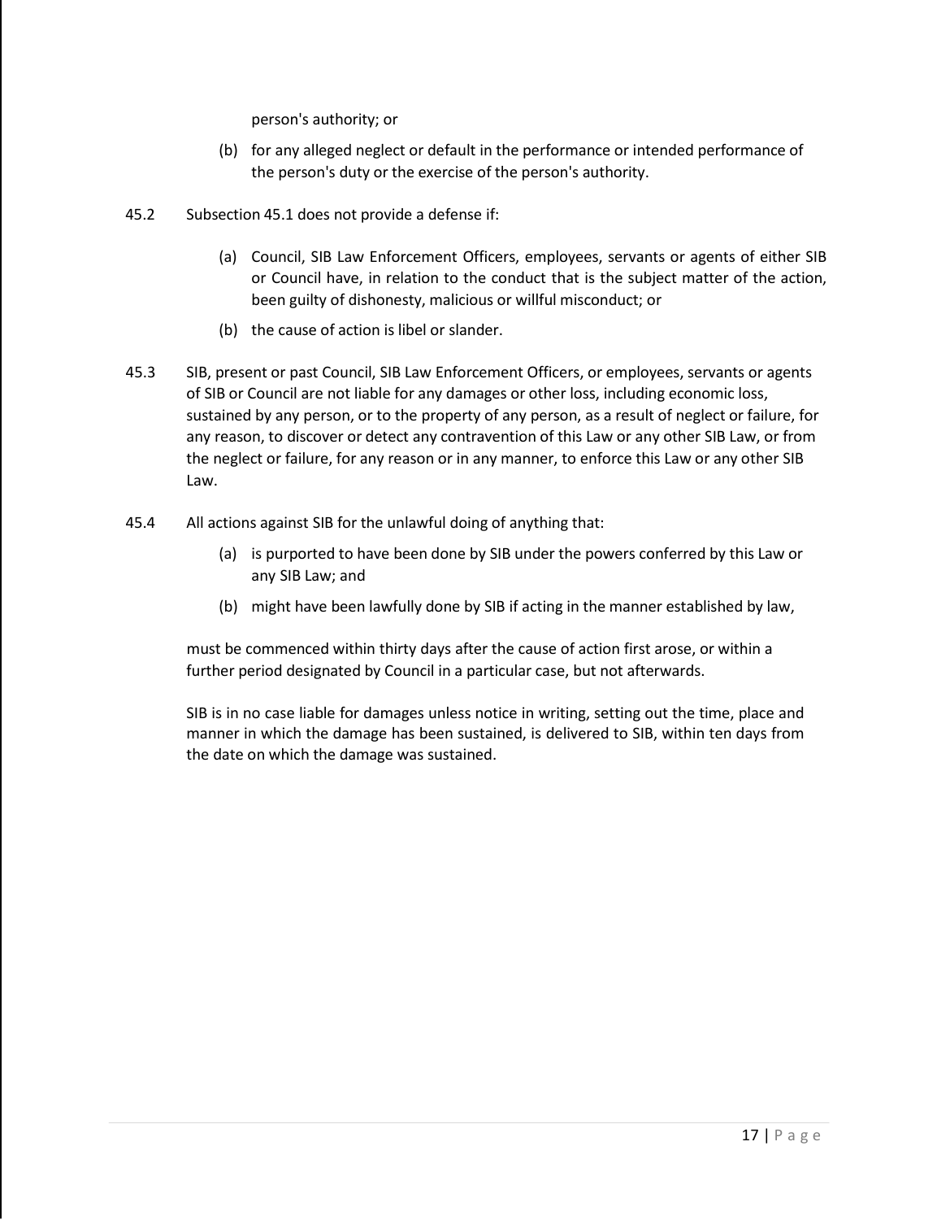person's authority; or

(b) for any alleged neglect or default in the performance or intended performance of the person's duty or the exercise of the person's authority.

45.2 Subsection 45.1 does not provide a defense if:

(a) Council, SIB Law Enforcement Officers, employees, servants or agents of either SIB or Council have, in relation to the conduct that is the subject matter of the action, been guilty of dishonesty, malicious or willful misconduct; or

(b) the cause of action is libel or slander.

45.3 SIB, present or past Council, SIB Law Enforcement Officers, or employees, servants or agents of SIB or Council are not liable for any damages or other loss, including economic loss, sustained by any person, or to the property of any person, as a result of neglect or failure, for any reason, to discover or detect any contravention of this Law or any other SIB Law, or from the neglect or failure, for any reason or in any manner, to enforce this Law or any other SIB Law.

45.4 All actions against SIB for the unlawful doing of anything that:

(a) is purported to have been done by SIB under the powers conferred by this Law or any SIB Law; and

(b) might have been lawfully done by SIB if acting in the manner established by law,

must be commenced within thirty days after the cause of action first arose, or within a further period designated by Council in a particular case, but not afterwards.

SIB is in no case liable for damages unless notice in writing, setting out the time, place and manner in which the damage has been sustained, is delivered to SIB, within ten days from the date on which the damage was sustained.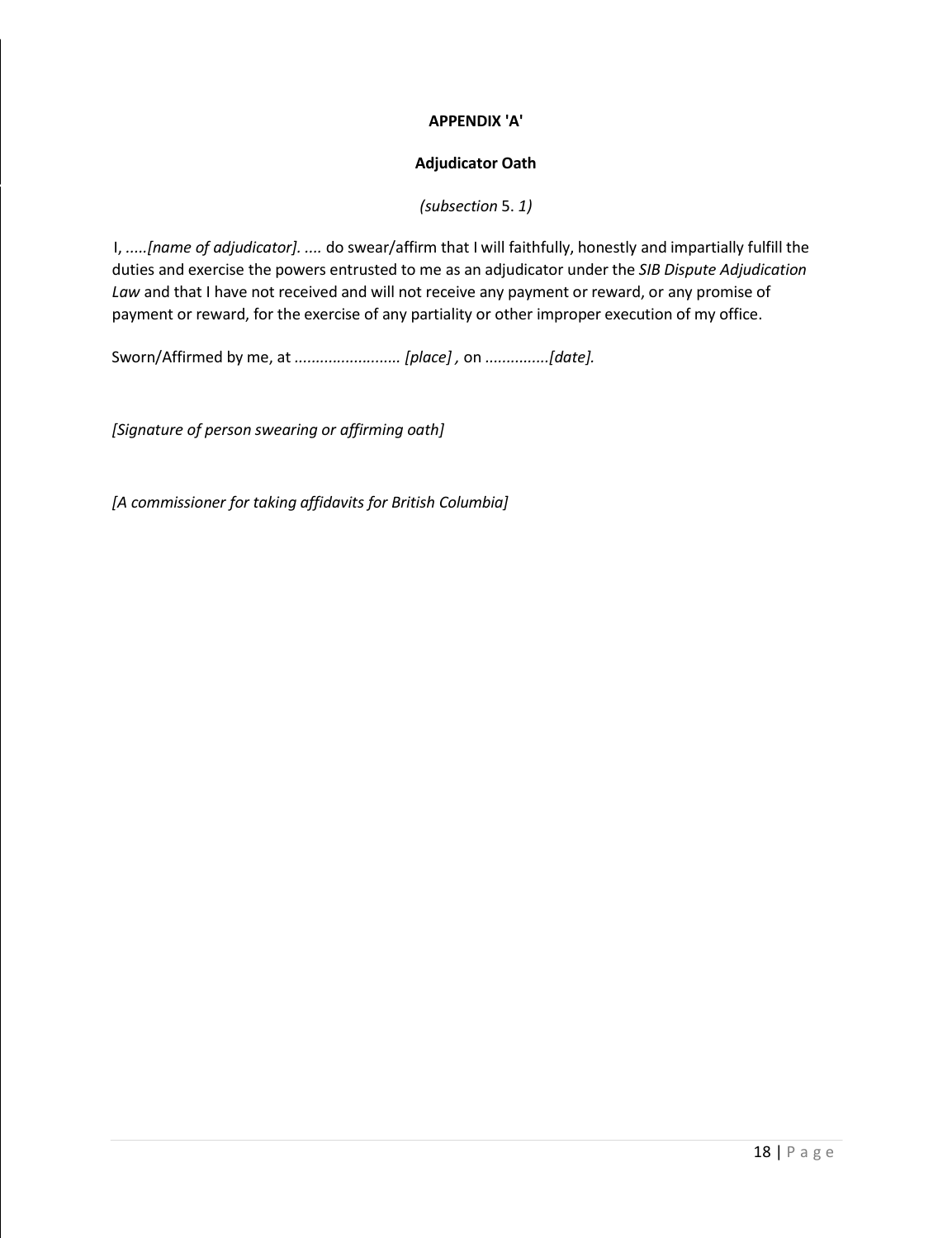**APPENDIX 'A'**

**Adjudicator Oath**

*(subsection* 5. *1)*

I, .....*[name of adjudicator]. ....* do swear/affirm that I will faithfully, honestly and impartially fulfill the duties and exercise the powers entrusted to me as an adjudicator under the *SIB Dispute Adjudication Law* and that I have not received and will not receive any payment or reward, or any promise of payment or reward, for the exercise of any partiality or other improper execution of my office.

Sworn/Affirmed by me, at ......................... *[place] ,* on ...............*[date].*

*[Signature of person swearing or affirming oath]*

*[A commissioner for taking affidavits for British Columbia]*